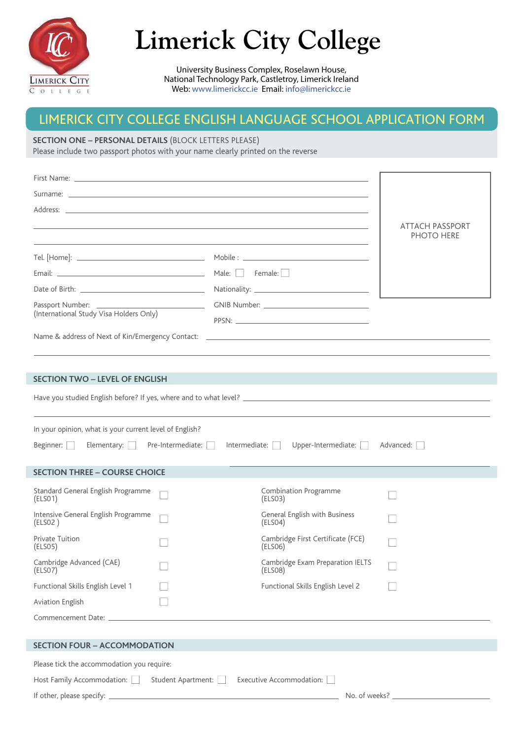# Limerick City College

University Business Complex, Roselawn House,
National Technology Park, Castletroy, Limerick Ireland
Web: www.limerickcc.ie Email: info@limerickcc.ie

## LIMERICK CITY COLLEGE ENGLISH LANGUAGE SCHOOL APPLICATION FORM

### SECTION ONE – PERSONAL DETAILS (BLOCK LETTERS PLEASE)

Please include two passport photos with your name clearly printed on the reverse

ATTACH PASSPORT PHOTO HERE

First Name: ______________________________

Surname: ______________________________

Address: ______________________________

______________________________

______________________________

Tel. [Home]: ______________ Mobile : ______________

Email: ______________ Male: ☐ Female: ☐

Date of Birth: ______________ Nationality: ______________

Passport Number: ______________
(International Study Visa Holders Only)

GNIB Number: ______________

PPSN: ______________

Name & address of Next of Kin/Emergency Contact: ______________________________

______________________________

### SECTION TWO – LEVEL OF ENGLISH

Have you studied English before? If yes, where and to what level? ______________________________

______________________________

In your opinion, what is your current level of English?

Beginner: ☐ Elementary: ☐ Pre-Intermediate: ☐ Intermediate: ☐ Upper-Intermediate: ☐ Advanced: ☐

### SECTION THREE – COURSE CHOICE

Standard General English Programme (ELS01) ☐

Intensive General English Programme (ELS02 ) ☐

Private Tuition (ELS05) ☐

Cambridge Advanced (CAE) (ELS07) ☐

Functional Skills English Level 1 ☐

Aviation English ☐

Combination Programme (ELS03) ☐

General English with Business (ELS04) ☐

Cambridge First Certificate (FCE) (ELS06) ☐

Cambridge Exam Preparation IELTS (ELS08) ☐

Functional Skills English Level 2 ☐

Commencement Date: ______________________________

### SECTION FOUR – ACCOMMODATION

Please tick the accommodation you require:

Host Family Accommodation: ☐ Student Apartment: ☐ Executive Accommodation: ☐

If other, please specify: ______________________________ No. of weeks? ______________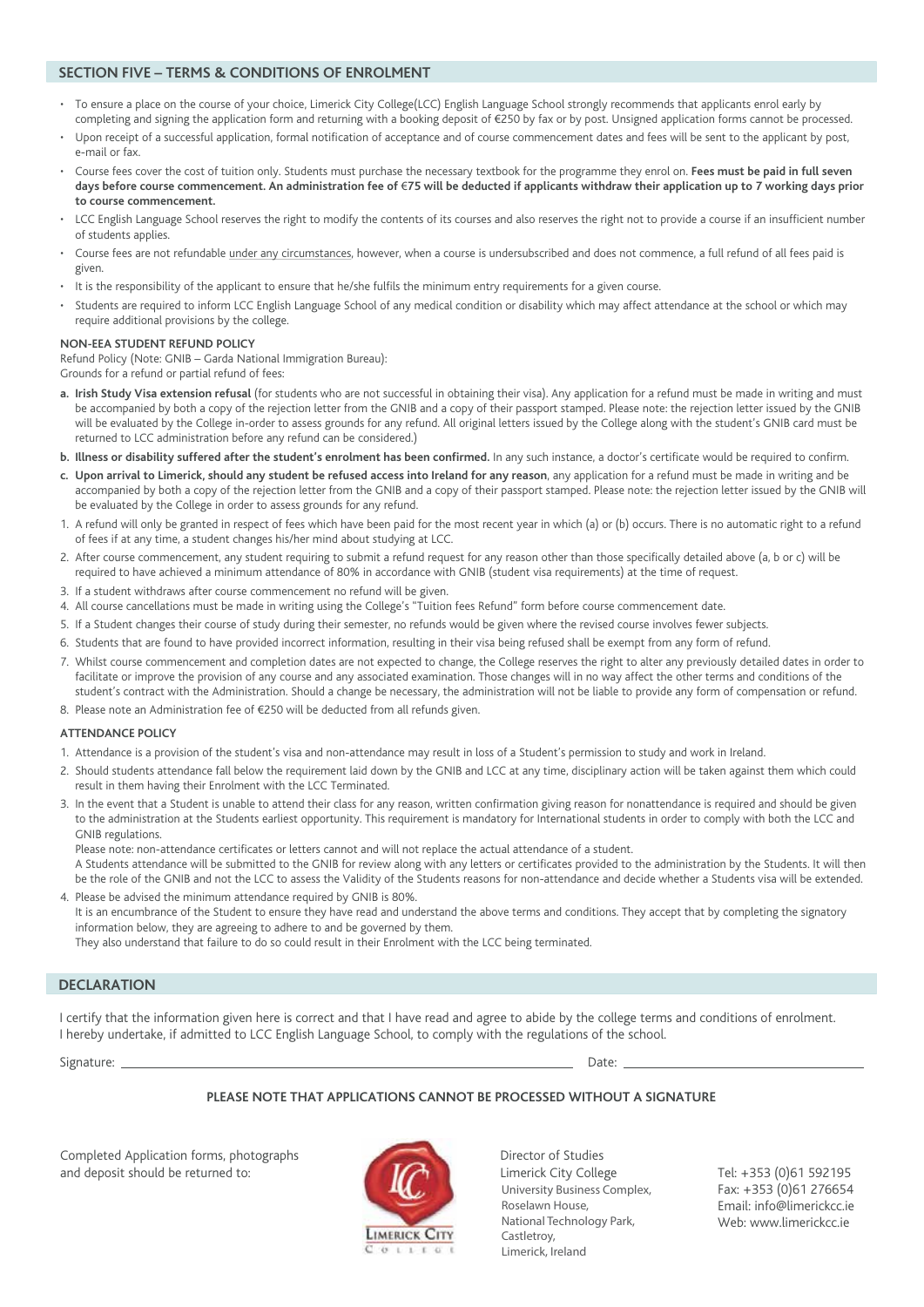## SECTION FIVE – TERMS & CONDITIONS OF ENROLMENT

- To ensure a place on the course of your choice, Limerick City College(LCC) English Language School strongly recommends that applicants enrol early by completing and signing the application form and returning with a booking deposit of €250 by fax or by post. Unsigned application forms cannot be processed.
- Upon receipt of a successful application, formal notification of acceptance and of course commencement dates and fees will be sent to the applicant by post, e-mail or fax.
- Course fees cover the cost of tuition only. Students must purchase the necessary textbook for the programme they enrol on. **Fees must be paid in full seven days before course commencement. An administration fee of €75 will be deducted if applicants withdraw their application up to 7 working days prior to course commencement.**
- LCC English Language School reserves the right to modify the contents of its courses and also reserves the right not to provide a course if an insufficient number of students applies.
- Course fees are not refundable under any circumstances, however, when a course is undersubscribed and does not commence, a full refund of all fees paid is given.
- It is the responsibility of the applicant to ensure that he/she fulfils the minimum entry requirements for a given course.
- Students are required to inform LCC English Language School of any medical condition or disability which may affect attendance at the school or which may require additional provisions by the college.

**NON-EEA STUDENT REFUND POLICY**

Refund Policy (Note: GNIB – Garda National Immigration Bureau):
Grounds for a refund or partial refund of fees:

a. **Irish Study Visa extension refusal** (for students who are not successful in obtaining their visa). Any application for a refund must be made in writing and must be accompanied by both a copy of the rejection letter from the GNIB and a copy of their passport stamped. Please note: the rejection letter issued by the GNIB will be evaluated by the College in-order to assess grounds for any refund. All original letters issued by the College along with the student's GNIB card must be returned to LCC administration before any refund can be considered.)
b. **Illness or disability suffered after the student's enrolment has been confirmed.** In any such instance, a doctor's certificate would be required to confirm.
c. **Upon arrival to Limerick, should any student be refused access into Ireland for any reason**, any application for a refund must be made in writing and be accompanied by both a copy of the rejection letter from the GNIB and a copy of their passport stamped. Please note: the rejection letter issued by the GNIB will be evaluated by the College in order to assess grounds for any refund.

1. A refund will only be granted in respect of fees which have been paid for the most recent year in which (a) or (b) occurs. There is no automatic right to a refund of fees if at any time, a student changes his/her mind about studying at LCC.
2. After course commencement, any student requiring to submit a refund request for any reason other than those specifically detailed above (a, b or c) will be required to have achieved a minimum attendance of 80% in accordance with GNIB (student visa requirements) at the time of request.
3. If a student withdraws after course commencement no refund will be given.
4. All course cancellations must be made in writing using the College's "Tuition fees Refund" form before course commencement date.
5. If a Student changes their course of study during their semester, no refunds would be given where the revised course involves fewer subjects.
6. Students that are found to have provided incorrect information, resulting in their visa being refused shall be exempt from any form of refund.
7. Whilst course commencement and completion dates are not expected to change, the College reserves the right to alter any previously detailed dates in order to facilitate or improve the provision of any course and any associated examination. Those changes will in no way affect the other terms and conditions of the student's contract with the Administration. Should a change be necessary, the administration will not be liable to provide any form of compensation or refund.
8. Please note an Administration fee of €250 will be deducted from all refunds given.

**ATTENDANCE POLICY**

1. Attendance is a provision of the student's visa and non-attendance may result in loss of a Student's permission to study and work in Ireland.
2. Should students attendance fall below the requirement laid down by the GNIB and LCC at any time, disciplinary action will be taken against them which could result in them having their Enrolment with the LCC Terminated.
3. In the event that a Student is unable to attend their class for any reason, written confirmation giving reason for nonattendance is required and should be given to the administration at the Students earliest opportunity. This requirement is mandatory for International students in order to comply with both the LCC and GNIB regulations.
   Please note: non-attendance certificates or letters cannot and will not replace the actual attendance of a student.
   A Students attendance will be submitted to the GNIB for review along with any letters or certificates provided to the administration by the Students. It will then be the role of the GNIB and not the LCC to assess the Validity of the Students reasons for non-attendance and decide whether a Students visa will be extended.
4. Please be advised the minimum attendance required by GNIB is 80%.
   It is an encumbrance of the Student to ensure they have read and understand the above terms and conditions. They accept that by completing the signatory information below, they are agreeing to adhere to and be governed by them.
   They also understand that failure to do so could result in their Enrolment with the LCC being terminated.

## DECLARATION

I certify that the information given here is correct and that I have read and agree to abide by the college terms and conditions of enrolment.
I hereby undertake, if admitted to LCC English Language School, to comply with the regulations of the school.

Signature: ______________________________ Date: ____________________

**PLEASE NOTE THAT APPLICATIONS CANNOT BE PROCESSED WITHOUT A SIGNATURE**

Completed Application forms, photographs and deposit should be returned to:

Director of Studies
Limerick City College
University Business Complex,
Roselawn House,
National Technology Park,
Castletroy,
Limerick, Ireland

Tel: +353 (0)61 592195
Fax: +353 (0)61 276654
Email: info@limerickcc.ie
Web: www.limerickcc.ie